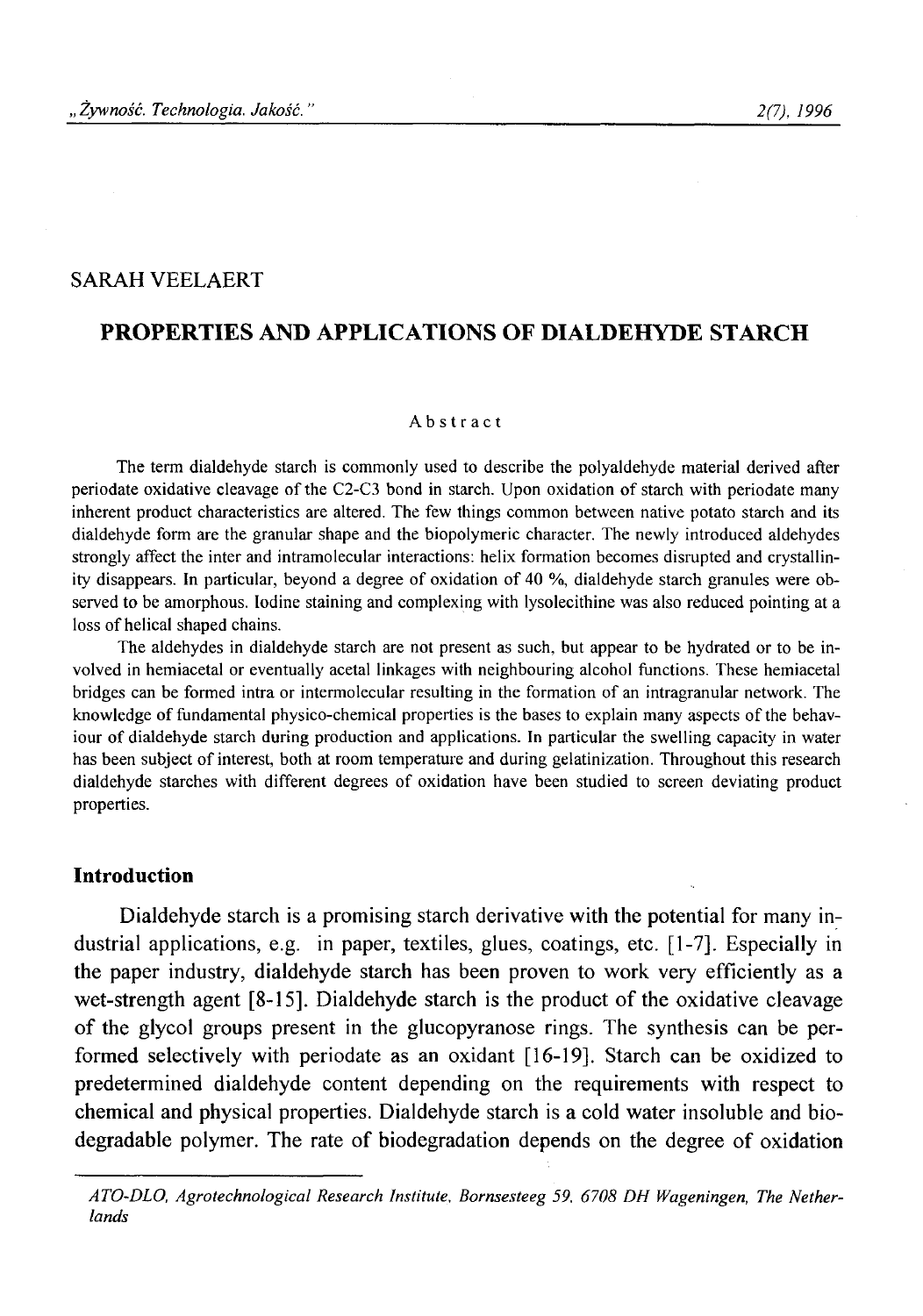SARAH VEELAERT

# PROPERTIES AND APPLICATIONS OF DIALDEHYDE STARCH

### Abstract

The term dialdehyde starch is commonly used to describe the polyaldehyde material derived after periodate oxidative cleavage of the C2-C3 bond in starch. Upon oxidation of starch with periodate many inherent product characteristics are altered. The few things common between native potato starch and its dialdehyde form are the granular shape and the biopolymeric character. The newly introduced aldehydes strongly affect the inter and intramolecular interactions: helix formation becomes disrupted and crystallinity disappears. In particular, beyond a degree of oxidation of 40 %, dialdehyde starch granules were observed to be amorphous. Iodine staining and complexing with lysolecithine was also reduced pointing at a loss of helical shaped chains.

The aldehydes in dialdehyde starch are not present as such, but appear to be hydrated or to be involved in hemiacetal or eventually acetal linkages with neighbouring alcohol functions. These hemiacetal bridges can be formed intra or intermolecular resulting in the formation of an intragranular network. The knowledge of fundamental physico-chemical properties is the bases to explain many aspects of the behaviour of dialdehyde starch during production and applications. In particular the swelling capacity in water has been subject of interest, both at room temperature and during gelatinization. Throughout this research dialdehyde starches with different degrees of oxidation have been studied to screen deviating product properties.

## Introduction

Dialdehyde starch is a promising starch derivative with the potential for many industrial applications, e.g. in paper, textiles, glues, coatings, etc. [1-7]. Especially in the paper industry, dialdehyde starch has been proven to work very efficiently as a wet-strength agent [8-15]. Dialdehyde starch is the product of the oxidative cleavage of the glycol groups present in the glucopyranose rings. The synthesis can be performed selectively with periodate as an oxidant [16-19]. Starch can be oxidized to predetermined dialdehyde content depending on the requirements with respect to chemical and physical properties. Dialdehyde starch is a cold water insoluble and biodegradable polymer. The rate of biodegradation depends on the degree of oxidation

*ATO-DLO, Agrotechnological Research Institute, Bornsesteeg 59, 6708 DH Wageningen, The Netherlands*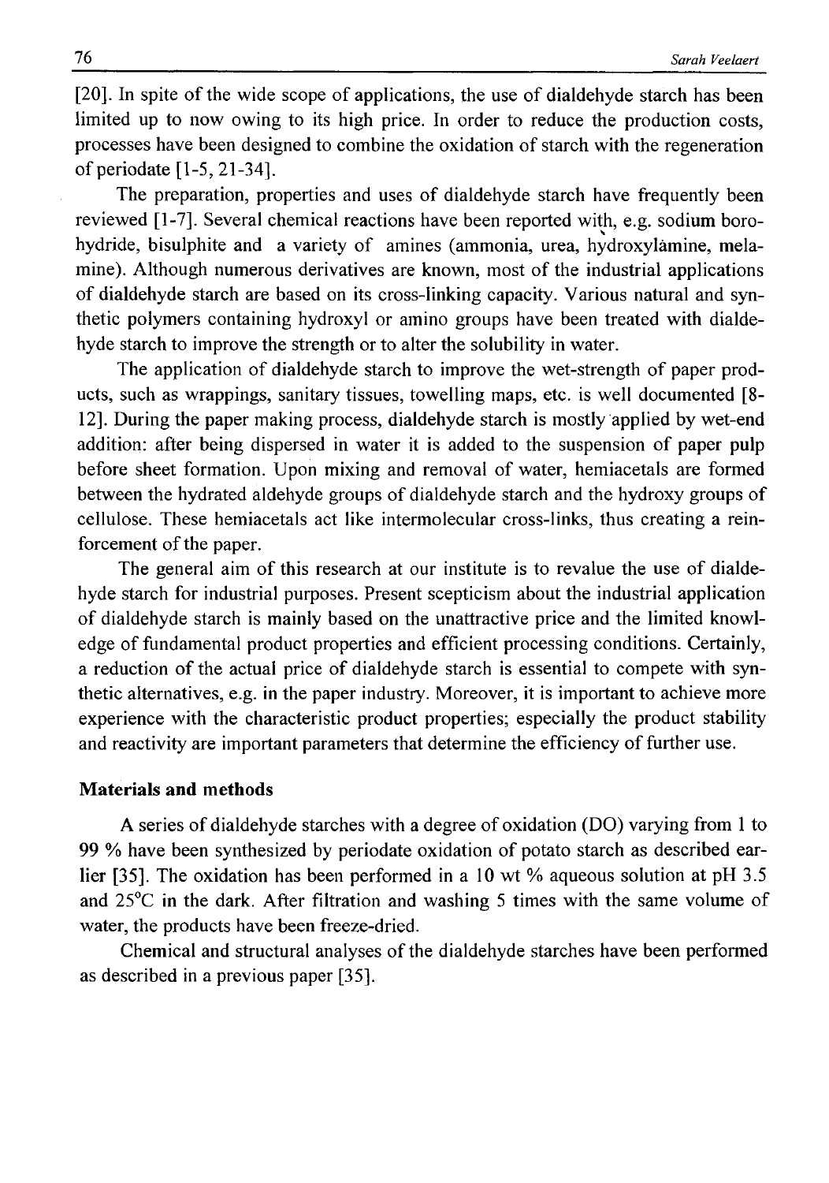[20]. In spite of the wide scope of applications, the use of dialdehyde starch has been limited up to now owing to its high price. In order to reduce the production costs, processes have been designed to combine the oxidation of starch with the regeneration of periodate [1-5, 21-34].

The preparation, properties and uses of dialdehyde starch have frequently been reviewed [1-7]. Several chemical reactions have been reported with, e.g. sodium borohydride, bisulphite and a variety of amines (ammonia, urea, hydroxylamine, melamine). Although numerous derivatives are known, most of the industrial applications of dialdehyde starch are based on its cross-linking capacity. Various natural and synthetic polymers containing hydroxyl or amino groups have been treated with dialdehyde starch to improve the strength or to alter the solubility in water.

The application of dialdehyde starch to improve the wet-strength of paper products, such as wrappings, sanitary tissues, towelling maps, etc. is well documented [8-12]. During the paper making process, dialdehyde starch is mostly applied by wet-end addition: after being dispersed in water it is added to the suspension of paper pulp before sheet formation. Upon mixing and removal of water, hemiacetals are formed between the hydrated aldehyde groups of dialdehyde starch and the hydroxy groups of cellulose. These hemiacetals act like intermolecular cross-links, thus creating a reinforcement of the paper.

The general aim of this research at our institute is to revalue the use of dialdehyde starch for industrial purposes. Present scepticism about the industrial application of dialdehyde starch is mainly based on the unattractive price and the limited knowledge of fundamental product properties and efficient processing conditions. Certainly, a reduction of the actual price of dialdehyde starch is essential to compete with synthetic alternatives, e.g. in the paper industry. Moreover, it is important to achieve more experience with the characteristic product properties; especially the product stability and reactivity are important parameters that determine the efficiency of further use.

## Materials and methods

A series of dialdehyde starches with a degree of oxidation (DO) varying from 1 to 99 % have been synthesized by periodate oxidation of potato starch as described earlier [35]. The oxidation has been performed in a 10 wt % aqueous solution at pH 3.5 and 25°C in the dark. After filtration and washing 5 times with the same volume of water, the products have been freeze-dried.

Chemical and structural analyses of the dialdehyde starches have been performed as described in a previous paper [35].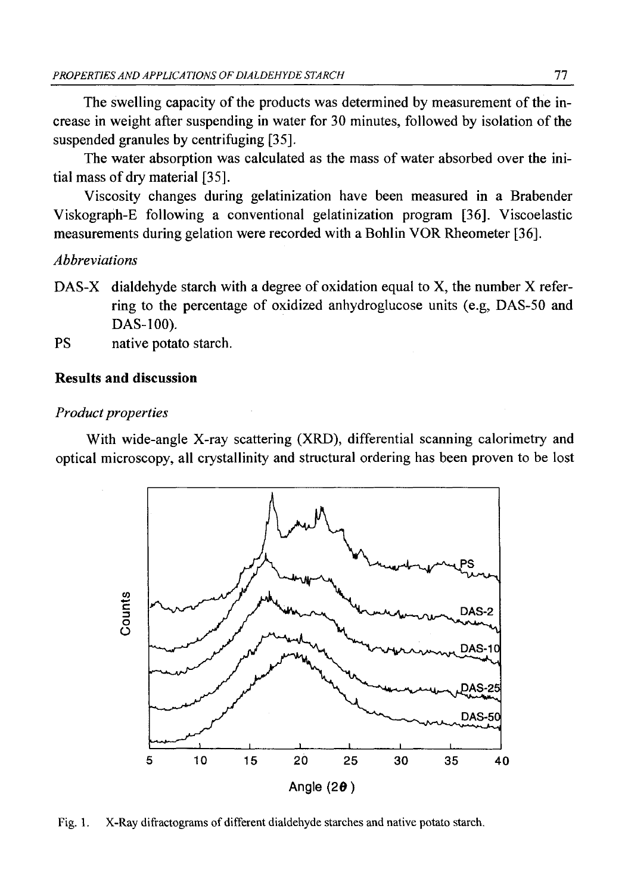The swelling capacity of the products was determined by measurement of the increase in weight after suspending in water for 30 minutes, followed by isolation of the suspended granules by centrifuging [35].

The water absorption was calculated as the mass of water absorbed over the initial mass of dry material [35].

Viscosity changes during gelatinization have been measured in a Brabender Viskograph-E following a conventional gelatinization program [36]. Viscoelastic measurements during gelation were recorded with a Bohlin VOR Rheometer [36].

*Abbreviations*

DAS-X dialdehyde starch with a degree of oxidation equal to X, the number X referring to the percentage of oxidized anhydroglucose units (e.g, DAS-50 and DAS-100).

PS native potato starch.

## Results and discussion

*Product properties*

With wide-angle X-ray scattering (XRD), differential scanning calorimetry and optical microscopy, all crystallinity and structural ordering has been proven to be lost

Fig. 1. X-Ray difractograms of different dialdehyde starches and native potato starch.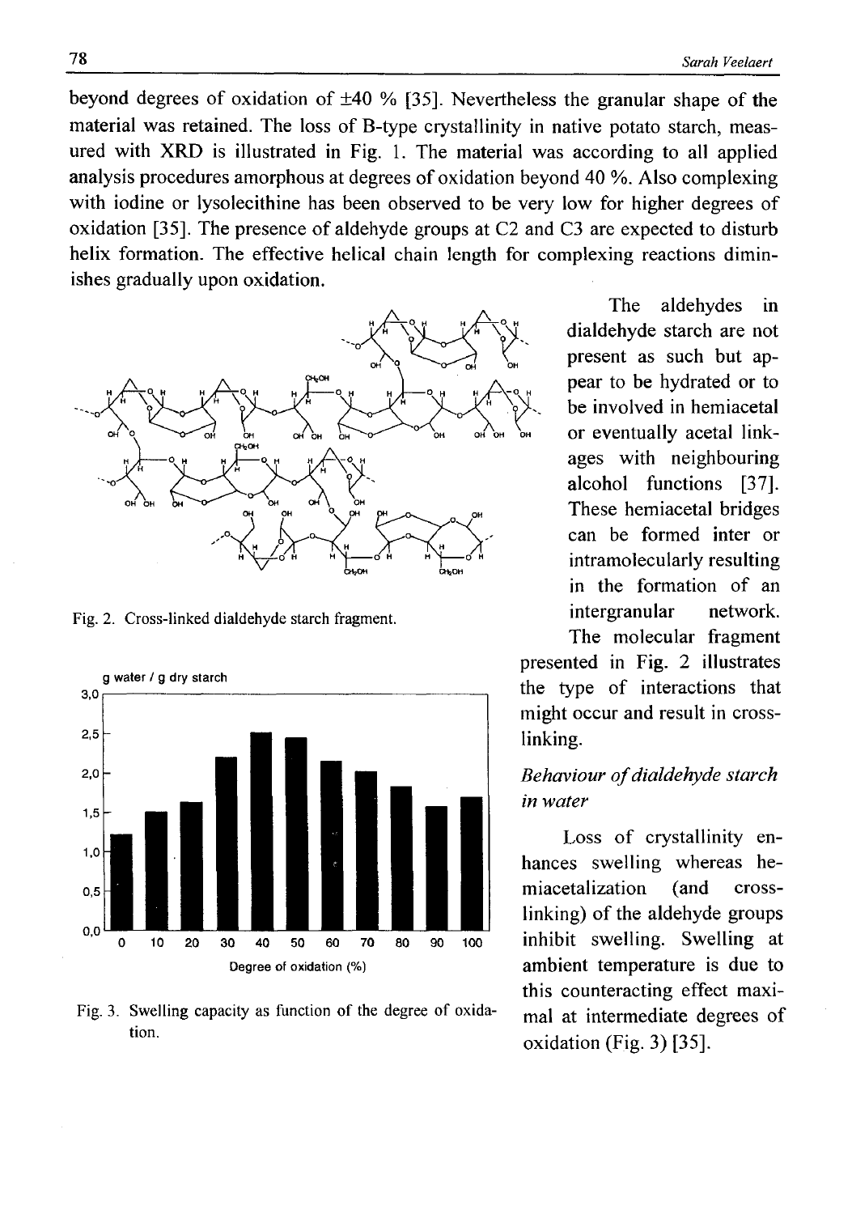beyond degrees of oxidation of ±40 % [35]. Nevertheless the granular shape of the material was retained. The loss of B-type crystallinity in native potato starch, measured with XRD is illustrated in Fig. 1. The material was according to all applied analysis procedures amorphous at degrees of oxidation beyond 40 %. Also complexing with iodine or lysolecithine has been observed to be very low for higher degrees of oxidation [35]. The presence of aldehyde groups at C2 and C3 are expected to disturb helix formation. The effective helical chain length for complexing reactions diminishes gradually upon oxidation.

The aldehydes in dialdehyde starch are not present as such but appear to be hydrated or to be involved in hemiacetal or eventually acetal linkages with neighbouring alcohol functions [37]. These hemiacetal bridges can be formed inter or intramolecularly resulting in the formation of an intergranular network. The molecular fragment presented in Fig. 2 illustrates the type of interactions that might occur and result in cross-linking.

Fig. 2. Cross-linked dialdehyde starch fragment.

Fig. 3. Swelling capacity as function of the degree of oxidation.

### *Behaviour of dialdehyde starch in water*

Loss of crystallinity enhances swelling whereas hemiacetalization (and cross-linking) of the aldehyde groups inhibit swelling. Swelling at ambient temperature is due to this counteracting effect maximal at intermediate degrees of oxidation (Fig. 3) [35].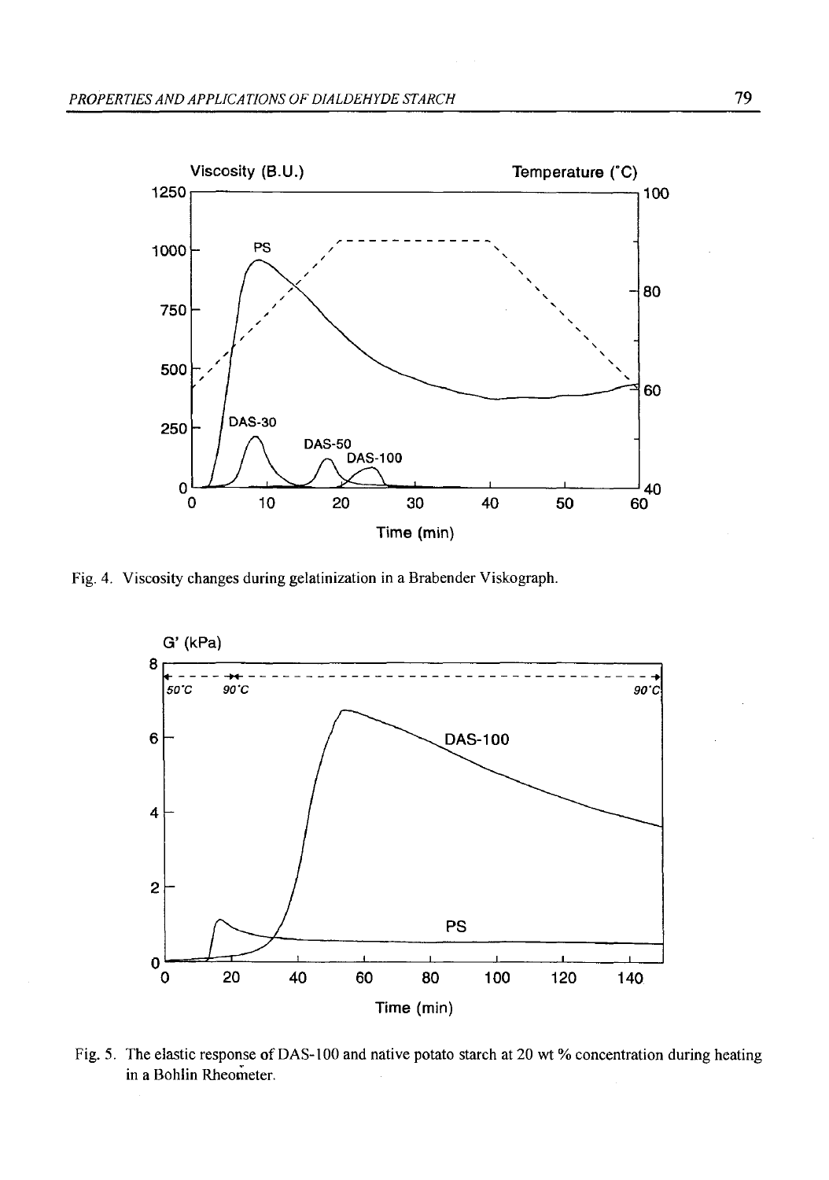Fig. 4. Viscosity changes during gelatinization in a Brabender Viskograph.

Fig. 5. The elastic response of DAS-100 and native potato starch at 20 wt % concentration during heating in a Bohlin Rheometer.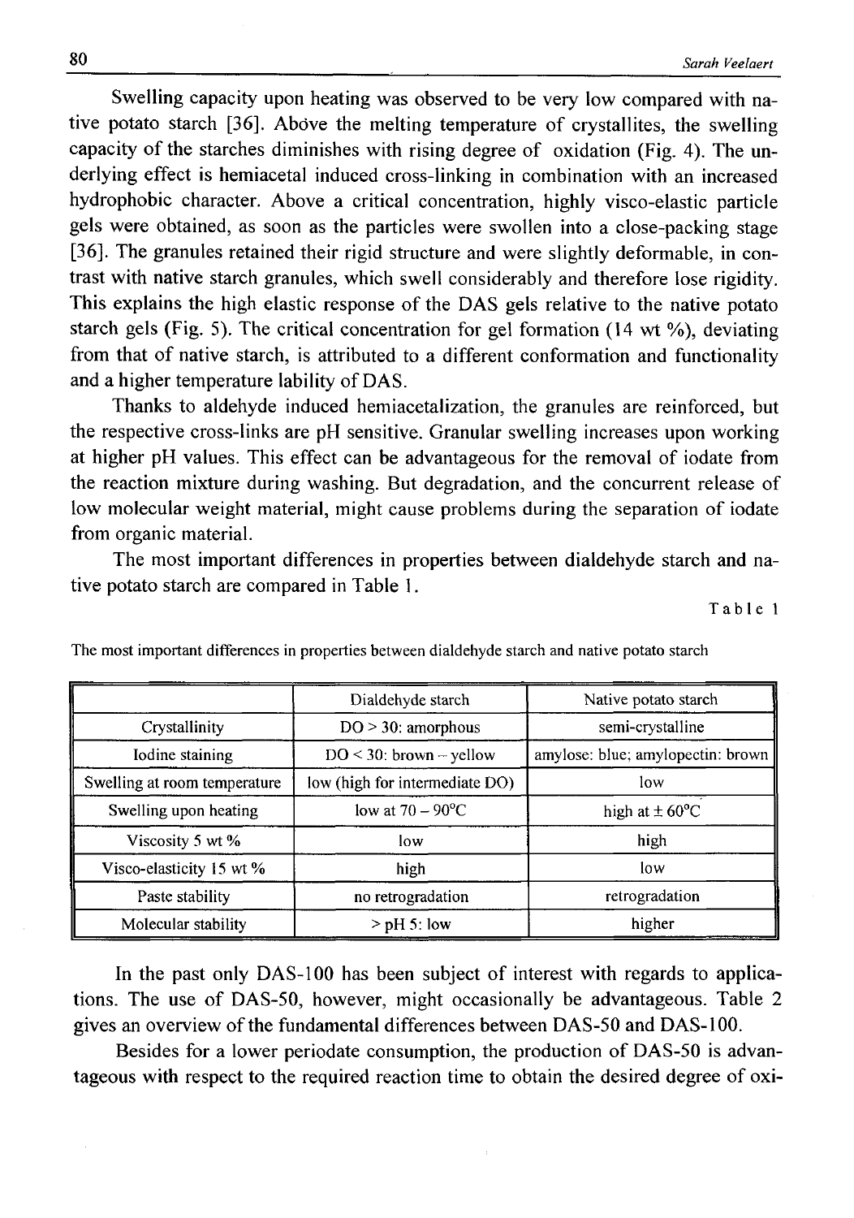Swelling capacity upon heating was observed to be very low compared with native potato starch [36]. Above the melting temperature of crystallites, the swelling capacity of the starches diminishes with rising degree of oxidation (Fig. 4). The underlying effect is hemiacetal induced cross-linking in combination with an increased hydrophobic character. Above a critical concentration, highly visco-elastic particle gels were obtained, as soon as the particles were swollen into a close-packing stage [36]. The granules retained their rigid structure and were slightly deformable, in contrast with native starch granules, which swell considerably and therefore lose rigidity. This explains the high elastic response of the DAS gels relative to the native potato starch gels (Fig. 5). The critical concentration for gel formation (14 wt %), deviating from that of native starch, is attributed to a different conformation and functionality and a higher temperature lability of DAS.

Thanks to aldehyde induced hemiacetalization, the granules are reinforced, but the respective cross-links are pH sensitive. Granular swelling increases upon working at higher pH values. This effect can be advantageous for the removal of iodate from the reaction mixture during washing. But degradation, and the concurrent release of low molecular weight material, might cause problems during the separation of iodate from organic material.

The most important differences in properties between dialdehyde starch and native potato starch are compared in Table 1.

Table 1

The most important differences in properties between dialdehyde starch and native potato starch

| | Dialdehyde starch | Native potato starch |
|---|---|---|
| Crystallinity | DO > 30: amorphous | semi-crystalline |
| Iodine staining | DO < 30: brown – yellow | amylose: blue; amylopectin: brown |
| Swelling at room temperature | low (high for intermediate DO) | low |
| Swelling upon heating | low at 70 – 90°C | high at ± 60°C |
| Viscosity 5 wt % | low | high |
| Visco-elasticity 15 wt % | high | low |
| Paste stability | no retrogradation | retrogradation |
| Molecular stability | > pH 5: low | higher |

In the past only DAS-100 has been subject of interest with regards to applications. The use of DAS-50, however, might occasionally be advantageous. Table 2 gives an overview of the fundamental differences between DAS-50 and DAS-100.

Besides for a lower periodate consumption, the production of DAS-50 is advantageous with respect to the required reaction time to obtain the desired degree of oxi-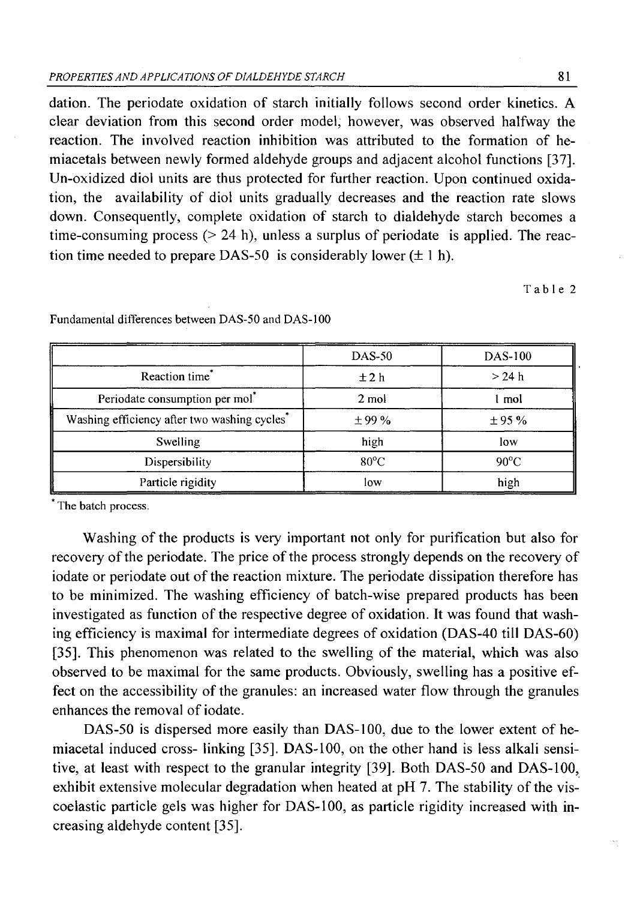dation. The periodate oxidation of starch initially follows second order kinetics. A clear deviation from this second order model, however, was observed halfway the reaction. The involved reaction inhibition was attributed to the formation of hemiacetals between newly formed aldehyde groups and adjacent alcohol functions [37]. Un-oxidized diol units are thus protected for further reaction. Upon continued oxidation, the availability of diol units gradually decreases and the reaction rate slows down. Consequently, complete oxidation of starch to dialdehyde starch becomes a time-consuming process (> 24 h), unless a surplus of periodate is applied. The reaction time needed to prepare DAS-50 is considerably lower (± 1 h).

Table 2

Fundamental differences between DAS-50 and DAS-100

| | DAS-50 | DAS-100 |
|---|---|---|
| Reaction time* | ± 2 h | > 24 h |
| Periodate consumption per mol* | 2 mol | 1 mol |
| Washing efficiency after two washing cycles* | ± 99 % | ± 95 % |
| Swelling | high | low |
| Dispersibility | 80°C | 90°C |
| Particle rigidity | low | high |

\* The batch process.

Washing of the products is very important not only for purification but also for recovery of the periodate. The price of the process strongly depends on the recovery of iodate or periodate out of the reaction mixture. The periodate dissipation therefore has to be minimized. The washing efficiency of batch-wise prepared products has been investigated as function of the respective degree of oxidation. It was found that washing efficiency is maximal for intermediate degrees of oxidation (DAS-40 till DAS-60) [35]. This phenomenon was related to the swelling of the material, which was also observed to be maximal for the same products. Obviously, swelling has a positive effect on the accessibility of the granules: an increased water flow through the granules enhances the removal of iodate.

DAS-50 is dispersed more easily than DAS-100, due to the lower extent of hemiacetal induced cross- linking [35]. DAS-100, on the other hand is less alkali sensitive, at least with respect to the granular integrity [39]. Both DAS-50 and DAS-100, exhibit extensive molecular degradation when heated at pH 7. The stability of the viscoelastic particle gels was higher for DAS-100, as particle rigidity increased with increasing aldehyde content [35].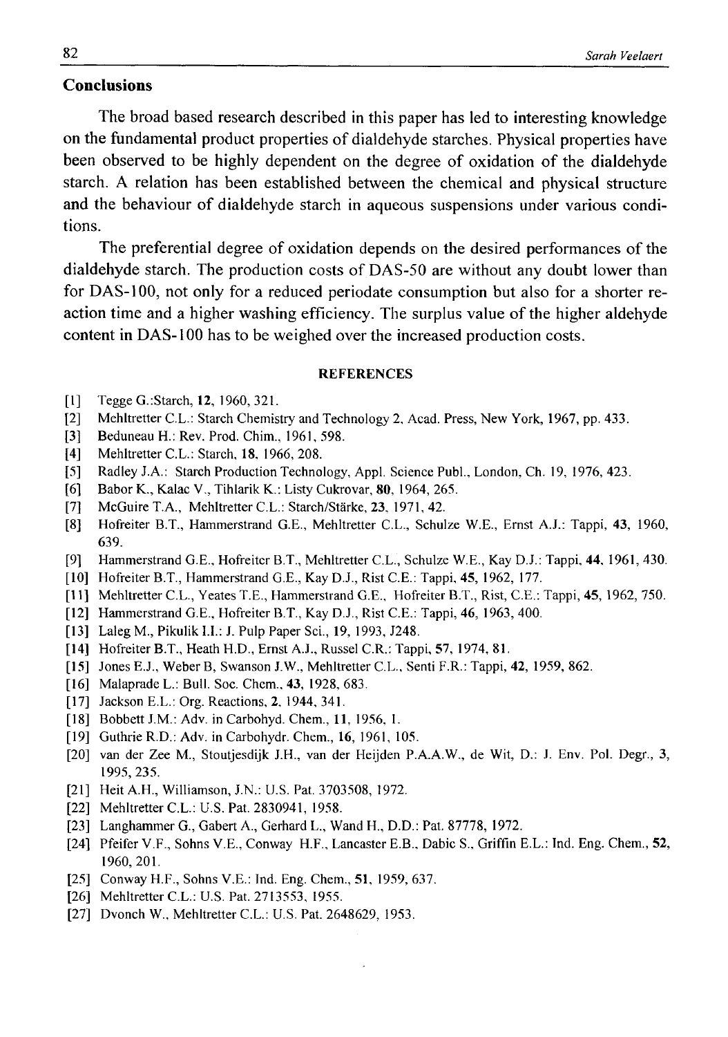## Conclusions

The broad based research described in this paper has led to interesting knowledge on the fundamental product properties of dialdehyde starches. Physical properties have been observed to be highly dependent on the degree of oxidation of the dialdehyde starch. A relation has been established between the chemical and physical structure and the behaviour of dialdehyde starch in aqueous suspensions under various conditions.

The preferential degree of oxidation depends on the desired performances of the dialdehyde starch. The production costs of DAS-50 are without any doubt lower than for DAS-100, not only for a reduced periodate consumption but also for a shorter reaction time and a higher washing efficiency. The surplus value of the higher aldehyde content in DAS-100 has to be weighed over the increased production costs.

### REFERENCES

[1] Tegge G.:Starch, **12**, 1960, 321.
[2] Mehltretter C.L.: Starch Chemistry and Technology 2, Acad. Press, New York, 1967, pp. 433.
[3] Beduneau H.: Rev. Prod. Chim., 1961, 598.
[4] Mehltretter C.L.: Starch, **18**, 1966, 208.
[5] Radley J.A.: Starch Production Technology, Appl. Science Publ., London, Ch. 19, 1976, 423.
[6] Babor K., Kalac V., Tihlarik K.: Listy Cukrovar, **80**, 1964, 265.
[7] McGuire T.A., Mehltretter C.L.: Starch/Stärke, **23**, 1971, 42.
[8] Hofreiter B.T., Hammerstrand G.E., Mehltretter C.L., Schulze W.E., Ernst A.J.: Tappi, **43**, 1960, 639.
[9] Hammerstrand G.E., Hofreiter B.T., Mehltretter C.L., Schulze W.E., Kay D.J.: Tappi, **44**, 1961, 430.
[10] Hofreiter B.T., Hammerstrand G.E., Kay D.J., Rist C.E.: Tappi, **45**, 1962, 177.
[11] Mehltretter C.L., Yeates T.E., Hammerstrand G.E., Hofreiter B.T., Rist, C.E.: Tappi, **45**, 1962, 750.
[12] Hammerstrand G.E., Hofreiter B.T., Kay D.J., Rist C.E.: Tappi, **46**, 1963, 400.
[13] Laleg M., Pikulik I.I.: J. Pulp Paper Sci., **19**, 1993, J248.
[14] Hofreiter B.T., Heath H.D., Ernst A.J., Russel C.R.: Tappi, **57**, 1974, 81.
[15] Jones E.J., Weber B, Swanson J.W., Mehltretter C.L., Senti F.R.: Tappi, **42**, 1959, 862.
[16] Malaprade L.: Bull. Soc. Chem., **43**, 1928, 683.
[17] Jackson E.L.: Org. Reactions, **2**, 1944, 341.
[18] Bobbett J.M.: Adv. in Carbohyd. Chem., **11**, 1956, 1.
[19] Guthrie R.D.: Adv. in Carbohydr. Chem., **16**, 1961, 105.
[20] van der Zee M., Stoutjesdijk J.H., van der Heijden P.A.A.W., de Wit, D.: J. Env. Pol. Degr., **3**, 1995, 235.
[21] Heit A.H., Williamson, J.N.: U.S. Pat. 3703508, 1972.
[22] Mehltretter C.L.: U.S. Pat. 2830941, 1958.
[23] Langhammer G., Gabert A., Gerhard L., Wand H., D.D.: Pat. 87778, 1972.
[24] Pfeifer V.F., Sohns V.E., Conway H.F., Lancaster E.B., Dabic S., Griffin E.L.: Ind. Eng. Chem., **52**, 1960, 201.
[25] Conway H.F., Sohns V.E.: Ind. Eng. Chem., **51**, 1959, 637.
[26] Mehltretter C.L.: U.S. Pat. 2713553, 1955.
[27] Dvonch W., Mehltretter C.L.: U.S. Pat. 2648629, 1953.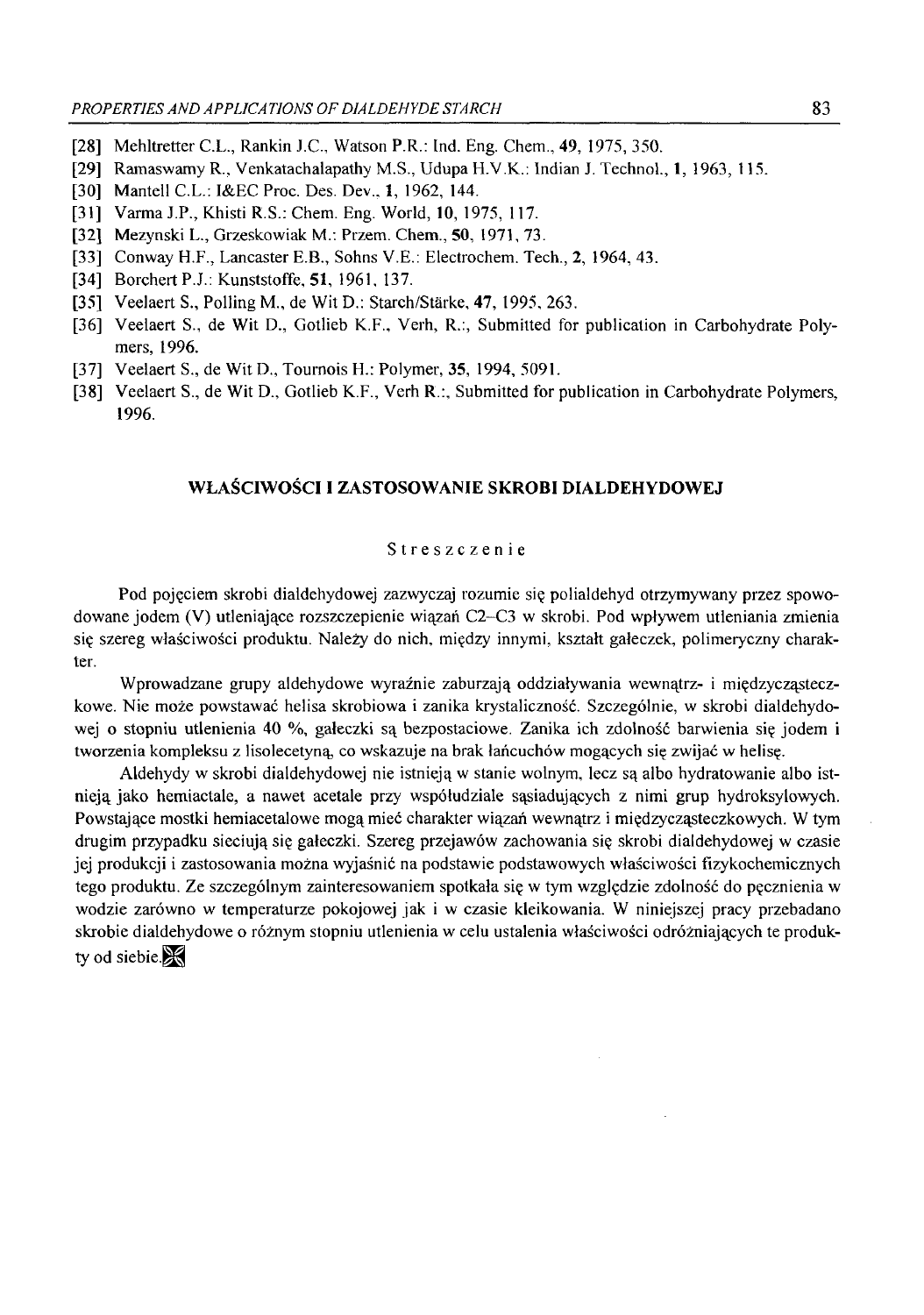[28] Mehltretter C.L., Rankin J.C., Watson P.R.: Ind. Eng. Chem., **49**, 1975, 350.

[29] Ramaswamy R., Venkatachalapathy M.S., Udupa H.V.K.: Indian J. Technol., **1**, 1963, 115.

[30] Mantell C.L.: I&EC Proc. Des. Dev., **1**, 1962, 144.

[31] Varma J.P., Khisti R.S.: Chem. Eng. World, **10**, 1975, 117.

[32] Mezynski L., Grzeskowiak M.: Przem. Chem., **50**, 1971, 73.

[33] Conway H.F., Lancaster E.B., Sohns V.E.: Electrochem. Tech., **2**, 1964, 43.

[34] Borchert P.J.: Kunststoffe, **51**, 1961, 137.

[35] Veelaert S., Polling M., de Wit D.: Starch/Stärke, **47**, 1995, 263.

[36] Veelaert S., de Wit D., Gotlieb K.F., Verh, R.:, Submitted for publication in Carbohydrate Polymers, 1996.

[37] Veelaert S., de Wit D., Tournois H.: Polymer, **35**, 1994, 5091.

[38] Veelaert S., de Wit D., Gotlieb K.F., Verh R.:, Submitted for publication in Carbohydrate Polymers, 1996.

## WŁAŚCIWOŚCI I ZASTOSOWANIE SKROBI DIALDEHYDOWEJ

### Streszczenie

Pod pojęciem skrobi dialdehydowej zazwyczaj rozumie się polialdehyd otrzymywany przez spowodowane jodem (V) utleniające rozszczepienie wiązań C2–C3 w skrobi. Pod wpływem utleniania zmienia się szereg właściwości produktu. Należy do nich, między innymi, kształt gałeczek, polimeryczny charakter.

Wprowadzane grupy aldehydowe wyraźnie zaburzają oddziaływania wewnątrz- i międzycząsteczkowe. Nie może powstawać helisa skrobiowa i zanika krystaliczność. Szczególnie, w skrobi dialdehydowej o stopniu utlenienia 40 %, gałeczki są bezpostaciowe. Zanika ich zdolność barwienia się jodem i tworzenia kompleksu z lisolecetyną, co wskazuje na brak łańcuchów mogących się zwijać w helisę.

Aldehydy w skrobi dialdehydowej nie istnieją w stanie wolnym, lecz są albo hydratowanie albo istnieją jako hemiactale, a nawet acetale przy współudziale sąsiadujących z nimi grup hydroksylowych. Powstające mostki hemiacetalowe mogą mieć charakter wiązań wewnątrz i międzycząsteczkowych. W tym drugim przypadku sieciują się gałeczki. Szereg przejawów zachowania się skrobi dialdehydowej w czasie jej produkcji i zastosowania można wyjaśnić na podstawie podstawowych właściwości fizykochemicznych tego produktu. Ze szczególnym zainteresowaniem spotkała się w tym względzie zdolność do pęcznienia w wodzie zarówno w temperaturze pokojowej jak i w czasie kleikowania. W niniejszej pracy przebadano skrobie dialdehydowe o różnym stopniu utlenienia w celu ustalenia właściwości odróżniających te produkty od siebie.